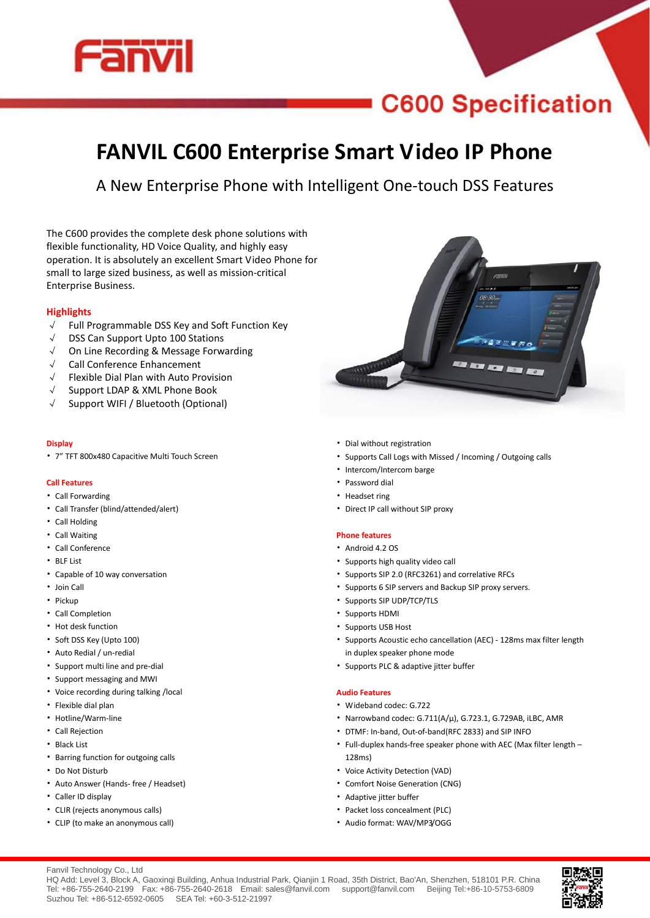# C600 Specification

# FANVIL C600 Enterprise Smart Video IP Phone

## A New Enterprise Phone with Intelligent One-touch DSS Features

The C600 provides the complete desk phone solutions with flexible functionality, HD Voice Quality, and highly easy operation. It is absolutely an excellent Smart Video Phone for small to large sized business, as well as mission-critical Enterprise Business.

### Highlights

- √ Full Programmable DSS Key and Soft Function Key
- √ DSS Can Support Upto 100 Stations
- √ On Line Recording & Message Forwarding
- √ Call Conference Enhancement
- √ Flexible Dial Plan with Auto Provision
- √ Support LDAP & XML Phone Book
- √ Support WIFI / Bluetooth (Optional)

### Display

- 7" TFT 800x480 Capacitive Multi Touch Screen

### Call Features

- Call Forwarding
- Call Transfer (blind/attended/alert)
- Call Holding
- Call Waiting
- Call Conference
- BLF List
- Capable of 10 way conversation
- Join Call
- Pickup
- Call Completion
- Hot desk function
- Soft DSS Key (Upto 100)
- Auto Redial / un-redial
- Support multi line and pre-dial
- Support messaging and MWI
- Voice recording during talking /local
- Flexible dial plan
- Hotline/Warm-line
- Call Rejection
- Black List
- Barring function for outgoing calls
- Do Not Disturb
- Auto Answer (Hands- free / Headset)
- Caller ID display
- CLIR (rejects anonymous calls)
- CLIP (to make an anonymous call)
- Dial without registration
- Supports Call Logs with Missed / Incoming / Outgoing calls
- Intercom/Intercom barge
- Password dial
- Headset ring
- Direct IP call without SIP proxy

### Phone features

- Android 4.2 OS
- Supports high quality video call
- Supports SIP 2.0 (RFC3261) and correlative RFCs
- Supports 6 SIP servers and Backup SIP proxy servers.
- Supports SIP UDP/TCP/TLS
- Supports HDMI
- Supports USB Host
- Supports Acoustic echo cancellation (AEC) - 128ms max filter length in duplex speaker phone mode
- Supports PLC & adaptive jitter buffer

### Audio Features

- Wideband codec: G.722
- Narrowband codec: G.711(A/μ), G.723.1, G.729AB, iLBC, AMR
- DTMF: In-band, Out-of-band(RFC 2833) and SIP INFO
- Full-duplex hands-free speaker phone with AEC (Max filter length – 128ms)
- Voice Activity Detection (VAD)
- Comfort Noise Generation (CNG)
- Adaptive jitter buffer
- Packet loss concealment (PLC)
- Audio format: WAV/MP3/OGG

Fanvil Technology Co., Ltd
HQ Add: Level 3, Block A, Gaoxinqi Building, Anhua Industrial Park, Qianjin 1 Road, 35th District, Bao'An, Shenzhen, 518101 P.R. China
Tel: +86-755-2640-2199 Fax: +86-755-2640-2618 Email: sales@fanvil.com support@fanvil.com Beijing Tel:+86-10-5753-6809
Suzhou Tel: +86-512-6592-0605 SEA Tel: +60-3-512-21997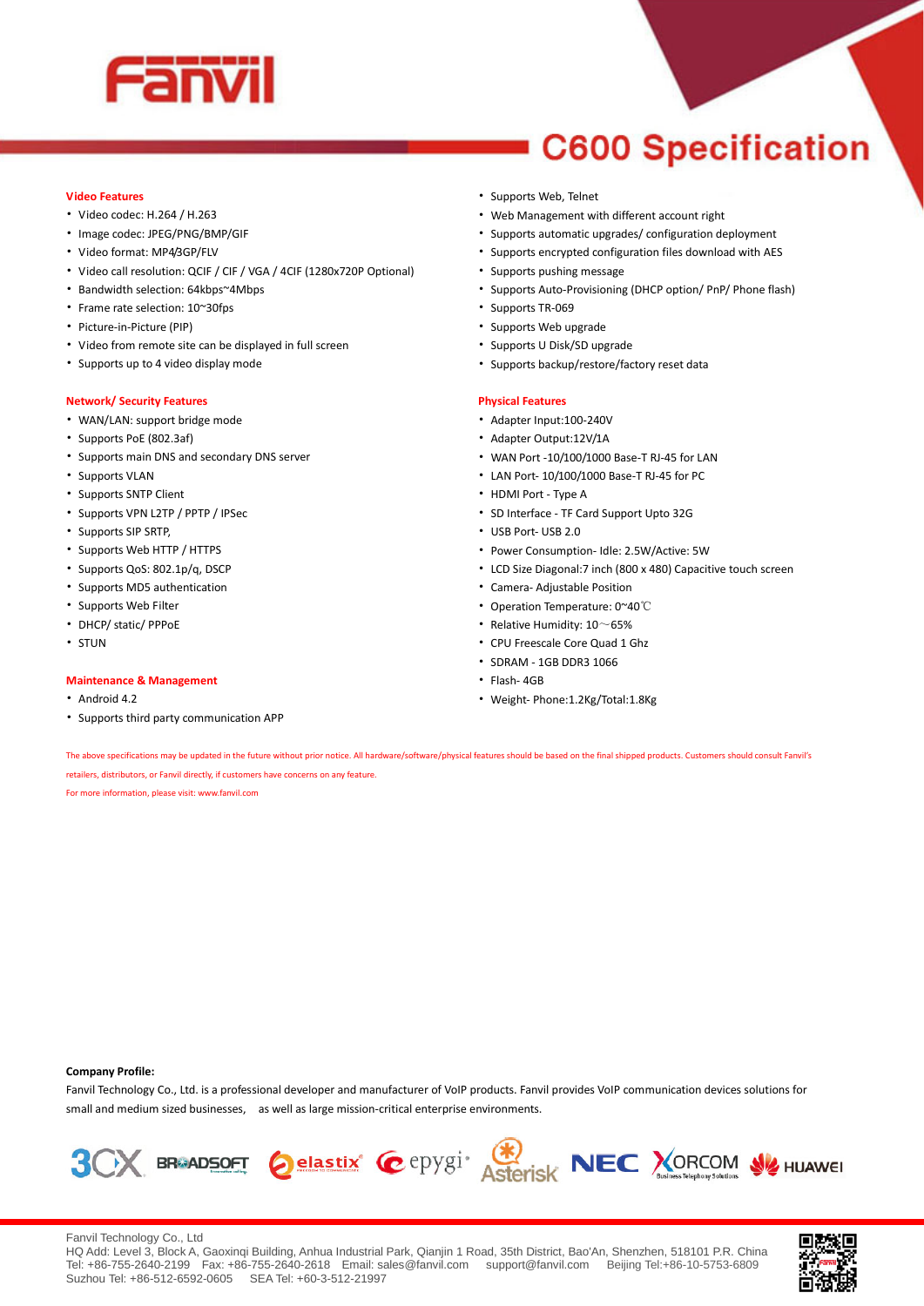# C600 Specification

### Video Features

- Video codec: H.264 / H.263
- Image codec: JPEG/PNG/BMP/GIF
- Video format: MP4/3GP/FLV
- Video call resolution: QCIF / CIF / VGA / 4CIF (1280x720P Optional)
- Bandwidth selection: 64kbps~4Mbps
- Frame rate selection: 10~30fps
- Picture-in-Picture (PIP)
- Video from remote site can be displayed in full screen
- Supports up to 4 video display mode

### Network/ Security Features

- WAN/LAN: support bridge mode
- Supports PoE (802.3af)
- Supports main DNS and secondary DNS server
- Supports VLAN
- Supports SNTP Client
- Supports VPN L2TP / PPTP / IPSec
- Supports SIP SRTP,
- Supports Web HTTP / HTTPS
- Supports QoS: 802.1p/q, DSCP
- Supports MD5 authentication
- Supports Web Filter
- DHCP/ static/ PPPoE
- STUN

### Maintenance & Management

- Android 4.2
- Supports third party communication APP
- Supports Web, Telnet
- Web Management with different account right
- Supports automatic upgrades/ configuration deployment
- Supports encrypted configuration files download with AES
- Supports pushing message
- Supports Auto-Provisioning (DHCP option/ PnP/ Phone flash)
- Supports TR-069
- Supports Web upgrade
- Supports U Disk/SD upgrade
- Supports backup/restore/factory reset data

### Physical Features

- Adapter Input:100-240V
- Adapter Output:12V/1A
- WAN Port -10/100/1000 Base-T RJ-45 for LAN
- LAN Port- 10/100/1000 Base-T RJ-45 for PC
- HDMI Port - Type A
- SD Interface - TF Card Support Upto 32G
- USB Port- USB 2.0
- Power Consumption- Idle: 2.5W/Active: 5W
- LCD Size Diagonal:7 inch (800 x 480) Capacitive touch screen
- Camera- Adjustable Position
- Operation Temperature: 0~40℃
- Relative Humidity: 10～65%
- CPU Freescale Core Quad 1 Ghz
- SDRAM - 1GB DDR3 1066
- Flash- 4GB
- Weight- Phone:1.2Kg/Total:1.8Kg

The above specifications may be updated in the future without prior notice. All hardware/software/physical features should be based on the final shipped products. Customers should consult Fanvil's retailers, distributors, or Fanvil directly, if customers have concerns on any feature.

For more information, please visit: www.fanvil.com

**Company Profile:**

Fanvil Technology Co., Ltd. is a professional developer and manufacturer of VoIP products. Fanvil provides VoIP communication devices solutions for small and medium sized businesses, as well as large mission-critical enterprise environments.

Fanvil Technology Co., Ltd
HQ Add: Level 3, Block A, Gaoxinqi Building, Anhua Industrial Park, Qianjin 1 Road, 35th District, Bao'An, Shenzhen, 518101 P.R. China
Tel: +86-755-2640-2199 Fax: +86-755-2640-2618 Email: sales@fanvil.com support@fanvil.com Beijing Tel:+86-10-5753-6809
Suzhou Tel: +86-512-6592-0605 SEA Tel: +60-3-512-21997